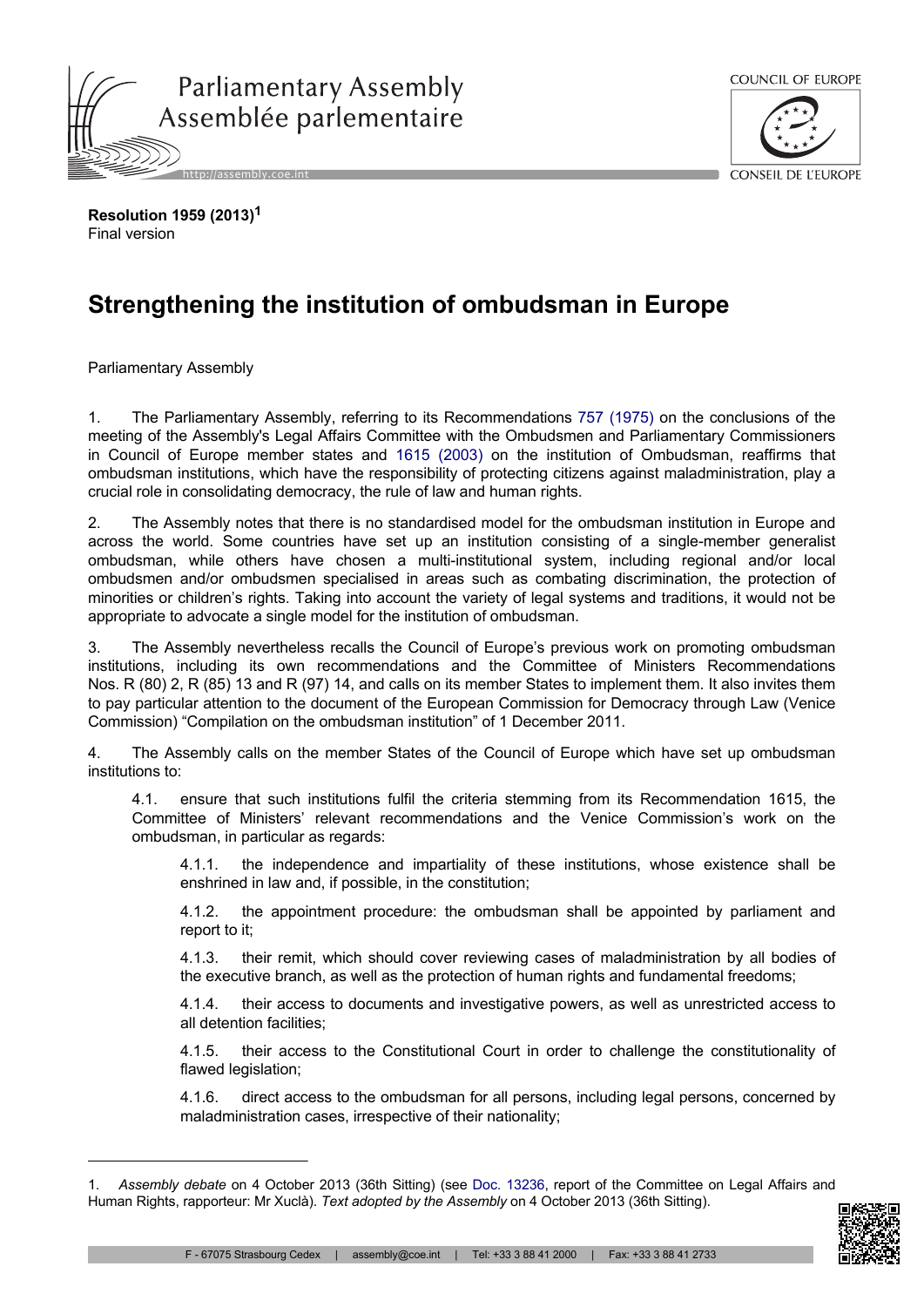**Resolution 1959 (2013)**[1]
Final version

# Strengthening the institution of ombudsman in Europe

Parliamentary Assembly

1. The Parliamentary Assembly, referring to its Recommendations 757 (1975) on the conclusions of the meeting of the Assembly's Legal Affairs Committee with the Ombudsmen and Parliamentary Commissioners in Council of Europe member states and 1615 (2003) on the institution of Ombudsman, reaffirms that ombudsman institutions, which have the responsibility of protecting citizens against maladministration, play a crucial role in consolidating democracy, the rule of law and human rights.

2. The Assembly notes that there is no standardised model for the ombudsman institution in Europe and across the world. Some countries have set up an institution consisting of a single-member generalist ombudsman, while others have chosen a multi-institutional system, including regional and/or local ombudsmen and/or ombudsmen specialised in areas such as combating discrimination, the protection of minorities or children's rights. Taking into account the variety of legal systems and traditions, it would not be appropriate to advocate a single model for the institution of ombudsman.

3. The Assembly nevertheless recalls the Council of Europe's previous work on promoting ombudsman institutions, including its own recommendations and the Committee of Ministers Recommendations Nos. R (80) 2, R (85) 13 and R (97) 14, and calls on its member States to implement them. It also invites them to pay particular attention to the document of the European Commission for Democracy through Law (Venice Commission) "Compilation on the ombudsman institution" of 1 December 2011.

4. The Assembly calls on the member States of the Council of Europe which have set up ombudsman institutions to:

   4.1. ensure that such institutions fulfil the criteria stemming from its Recommendation 1615, the Committee of Ministers' relevant recommendations and the Venice Commission's work on the ombudsman, in particular as regards:

      4.1.1. the independence and impartiality of these institutions, whose existence shall be enshrined in law and, if possible, in the constitution;

      4.1.2. the appointment procedure: the ombudsman shall be appointed by parliament and report to it;

      4.1.3. their remit, which should cover reviewing cases of maladministration by all bodies of the executive branch, as well as the protection of human rights and fundamental freedoms;

      4.1.4. their access to documents and investigative powers, as well as unrestricted access to all detention facilities;

      4.1.5. their access to the Constitutional Court in order to challenge the constitutionality of flawed legislation;

      4.1.6. direct access to the ombudsman for all persons, including legal persons, concerned by maladministration cases, irrespective of their nationality;

---

1. *Assembly debate* on 4 October 2013 (36th Sitting) (see Doc. 13236, report of the Committee on Legal Affairs and Human Rights, rapporteur: Mr Xuclà). *Text adopted by the Assembly* on 4 October 2013 (36th Sitting).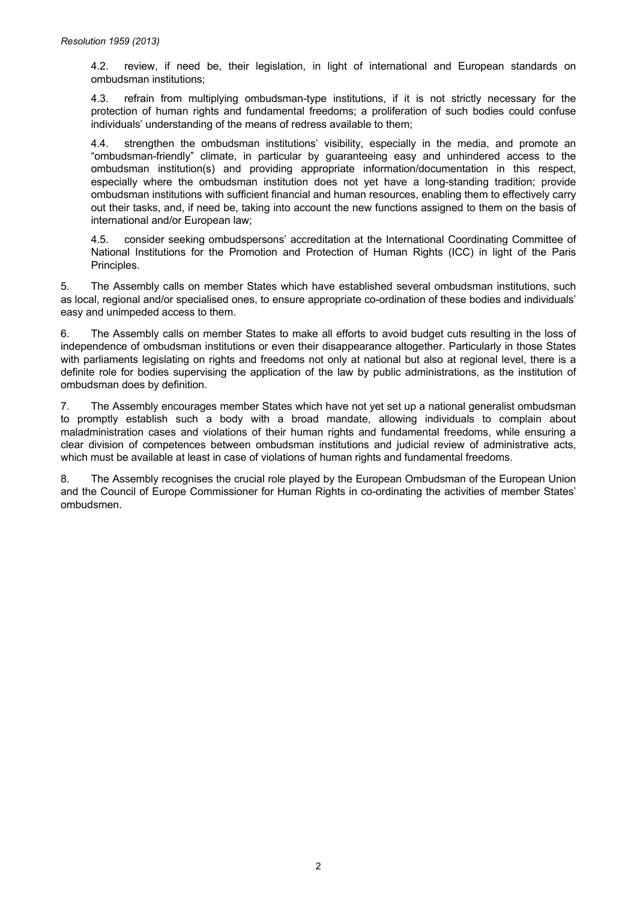4.2. review, if need be, their legislation, in light of international and European standards on ombudsman institutions;

4.3. refrain from multiplying ombudsman-type institutions, if it is not strictly necessary for the protection of human rights and fundamental freedoms; a proliferation of such bodies could confuse individuals' understanding of the means of redress available to them;

4.4. strengthen the ombudsman institutions' visibility, especially in the media, and promote an "ombudsman-friendly" climate, in particular by guaranteeing easy and unhindered access to the ombudsman institution(s) and providing appropriate information/documentation in this respect, especially where the ombudsman institution does not yet have a long-standing tradition; provide ombudsman institutions with sufficient financial and human resources, enabling them to effectively carry out their tasks, and, if need be, taking into account the new functions assigned to them on the basis of international and/or European law;

4.5. consider seeking ombudspersons' accreditation at the International Coordinating Committee of National Institutions for the Promotion and Protection of Human Rights (ICC) in light of the Paris Principles.

5. The Assembly calls on member States which have established several ombudsman institutions, such as local, regional and/or specialised ones, to ensure appropriate co-ordination of these bodies and individuals' easy and unimpeded access to them.

6. The Assembly calls on member States to make all efforts to avoid budget cuts resulting in the loss of independence of ombudsman institutions or even their disappearance altogether. Particularly in those States with parliaments legislating on rights and freedoms not only at national but also at regional level, there is a definite role for bodies supervising the application of the law by public administrations, as the institution of ombudsman does by definition.

7. The Assembly encourages member States which have not yet set up a national generalist ombudsman to promptly establish such a body with a broad mandate, allowing individuals to complain about maladministration cases and violations of their human rights and fundamental freedoms, while ensuring a clear division of competences between ombudsman institutions and judicial review of administrative acts, which must be available at least in case of violations of human rights and fundamental freedoms.

8. The Assembly recognises the crucial role played by the European Ombudsman of the European Union and the Council of Europe Commissioner for Human Rights in co-ordinating the activities of member States' ombudsmen.